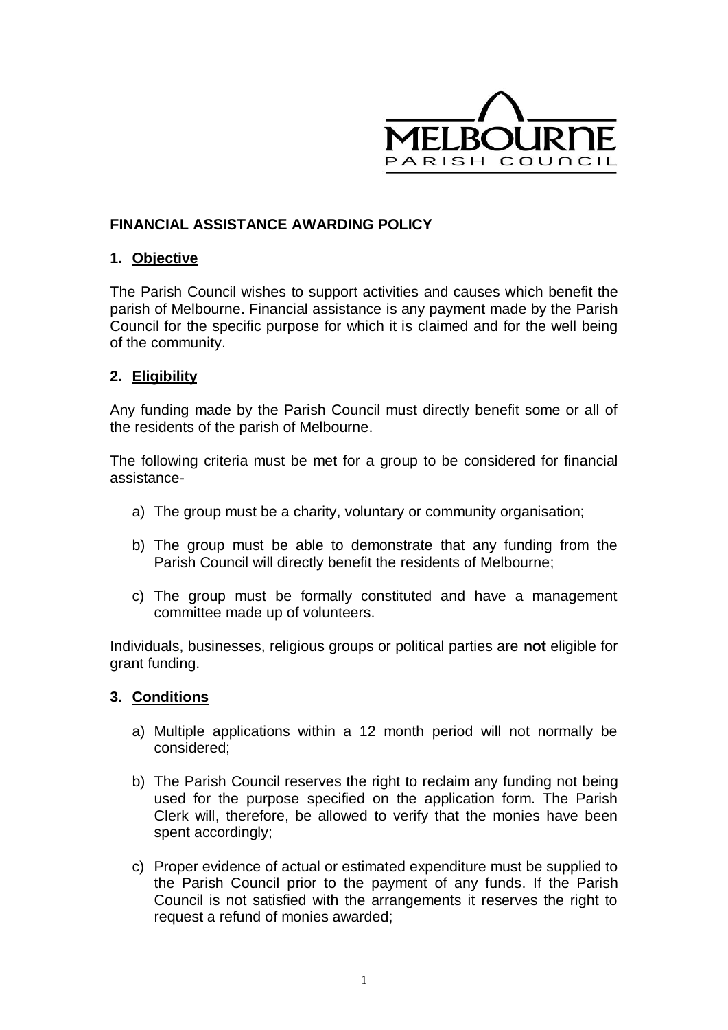MELBOURNE PARISH COUNCIL

## FINANCIAL ASSISTANCE AWARDING POLICY

### 1. Objective

The Parish Council wishes to support activities and causes which benefit the parish of Melbourne. Financial assistance is any payment made by the Parish Council for the specific purpose for which it is claimed and for the well being of the community.

### 2. Eligibility

Any funding made by the Parish Council must directly benefit some or all of the residents of the parish of Melbourne.

The following criteria must be met for a group to be considered for financial assistance-

a) The group must be a charity, voluntary or community organisation;

b) The group must be able to demonstrate that any funding from the Parish Council will directly benefit the residents of Melbourne;

c) The group must be formally constituted and have a management committee made up of volunteers.

Individuals, businesses, religious groups or political parties are **not** eligible for grant funding.

### 3. Conditions

a) Multiple applications within a 12 month period will not normally be considered;

b) The Parish Council reserves the right to reclaim any funding not being used for the purpose specified on the application form. The Parish Clerk will, therefore, be allowed to verify that the monies have been spent accordingly;

c) Proper evidence of actual or estimated expenditure must be supplied to the Parish Council prior to the payment of any funds. If the Parish Council is not satisfied with the arrangements it reserves the right to request a refund of monies awarded;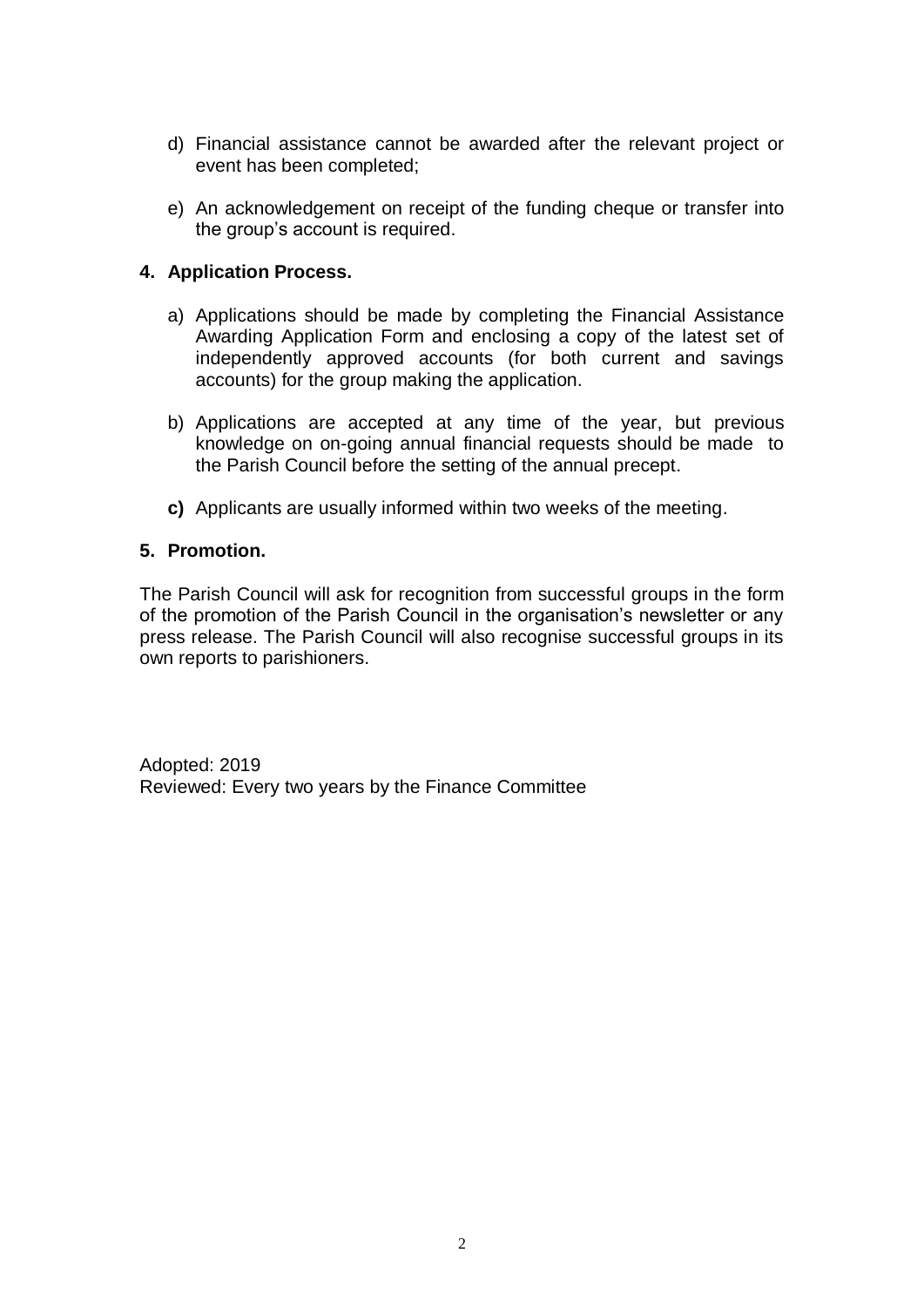d) Financial assistance cannot be awarded after the relevant project or event has been completed;

e) An acknowledgement on receipt of the funding cheque or transfer into the group's account is required.

**4. Application Process.**

a) Applications should be made by completing the Financial Assistance Awarding Application Form and enclosing a copy of the latest set of independently approved accounts (for both current and savings accounts) for the group making the application.

b) Applications are accepted at any time of the year, but previous knowledge on on-going annual financial requests should be made to the Parish Council before the setting of the annual precept.

**c)** Applicants are usually informed within two weeks of the meeting.

**5. Promotion.**

The Parish Council will ask for recognition from successful groups in the form of the promotion of the Parish Council in the organisation's newsletter or any press release. The Parish Council will also recognise successful groups in its own reports to parishioners.

Adopted: 2019
Reviewed: Every two years by the Finance Committee